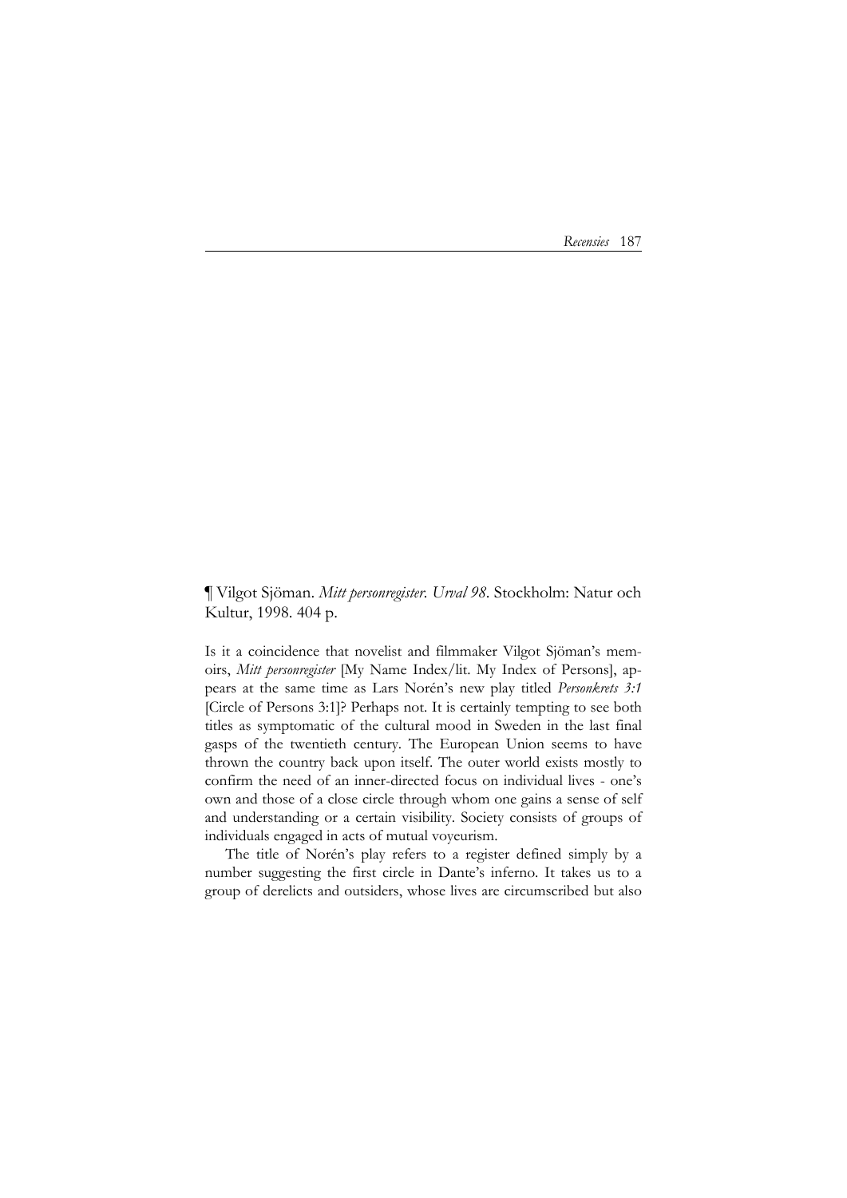¶ Vilgot Sjöman. *Mitt personregister. Urval 98*. Stockholm: Natur och Kultur, 1998. 404 p.

Is it a coincidence that novelist and filmmaker Vilgot Sjöman's memoirs, *Mitt personregister* [My Name Index/lit. My Index of Persons], appears at the same time as Lars Norén's new play titled *Personkrets 3:1* [Circle of Persons 3:1]? Perhaps not. It is certainly tempting to see both titles as symptomatic of the cultural mood in Sweden in the last final gasps of the twentieth century. The European Union seems to have thrown the country back upon itself. The outer world exists mostly to confirm the need of an inner-directed focus on individual lives - one's own and those of a close circle through whom one gains a sense of self and understanding or a certain visibility. Society consists of groups of individuals engaged in acts of mutual voyeurism.

The title of Norén's play refers to a register defined simply by a number suggesting the first circle in Dante's inferno. It takes us to a group of derelicts and outsiders, whose lives are circumscribed but also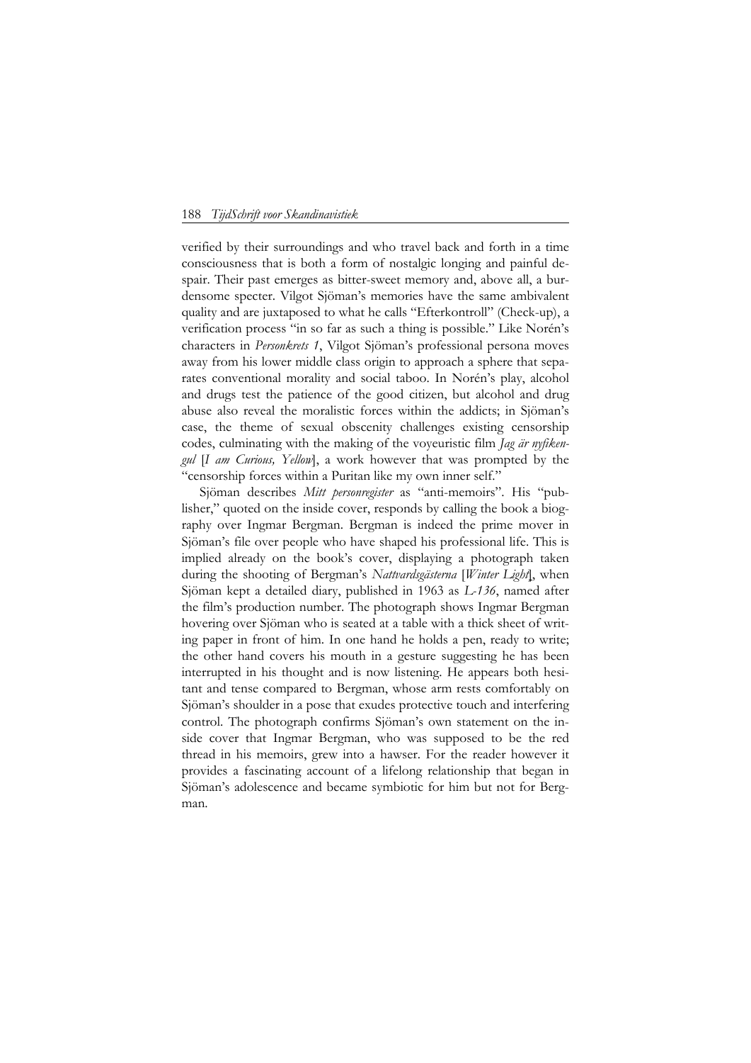verified by their surroundings and who travel back and forth in a time consciousness that is both a form of nostalgic longing and painful despair. Their past emerges as bitter-sweet memory and, above all, a burdensome specter. Vilgot Sjöman's memories have the same ambivalent quality and are juxtaposed to what he calls "Efterkontroll" (Check-up), a verification process "in so far as such a thing is possible." Like Norén's characters in *Personkrets 1*, Vilgot Sjöman's professional persona moves away from his lower middle class origin to approach a sphere that separates conventional morality and social taboo. In Norén's play, alcohol and drugs test the patience of the good citizen, but alcohol and drug abuse also reveal the moralistic forces within the addicts; in Sjöman's case, the theme of sexual obscenity challenges existing censorship codes, culminating with the making of the voyeuristic film *Jag är nyfiken-gul* [*I am Curious, Yellow*], a work however that was prompted by the "censorship forces within a Puritan like my own inner self."

Sjöman describes *Mitt personregister* as "anti-memoirs". His "publisher," quoted on the inside cover, responds by calling the book a biography over Ingmar Bergman. Bergman is indeed the prime mover in Sjöman's file over people who have shaped his professional life. This is implied already on the book's cover, displaying a photograph taken during the shooting of Bergman's *Nattvardsgästerna* [*Winter Light*], when Sjöman kept a detailed diary, published in 1963 as *L-136*, named after the film's production number. The photograph shows Ingmar Bergman hovering over Sjöman who is seated at a table with a thick sheet of writing paper in front of him. In one hand he holds a pen, ready to write; the other hand covers his mouth in a gesture suggesting he has been interrupted in his thought and is now listening. He appears both hesitant and tense compared to Bergman, whose arm rests comfortably on Sjöman's shoulder in a pose that exudes protective touch and interfering control. The photograph confirms Sjöman's own statement on the inside cover that Ingmar Bergman, who was supposed to be the red thread in his memoirs, grew into a hawser. For the reader however it provides a fascinating account of a lifelong relationship that began in Sjöman's adolescence and became symbiotic for him but not for Bergman.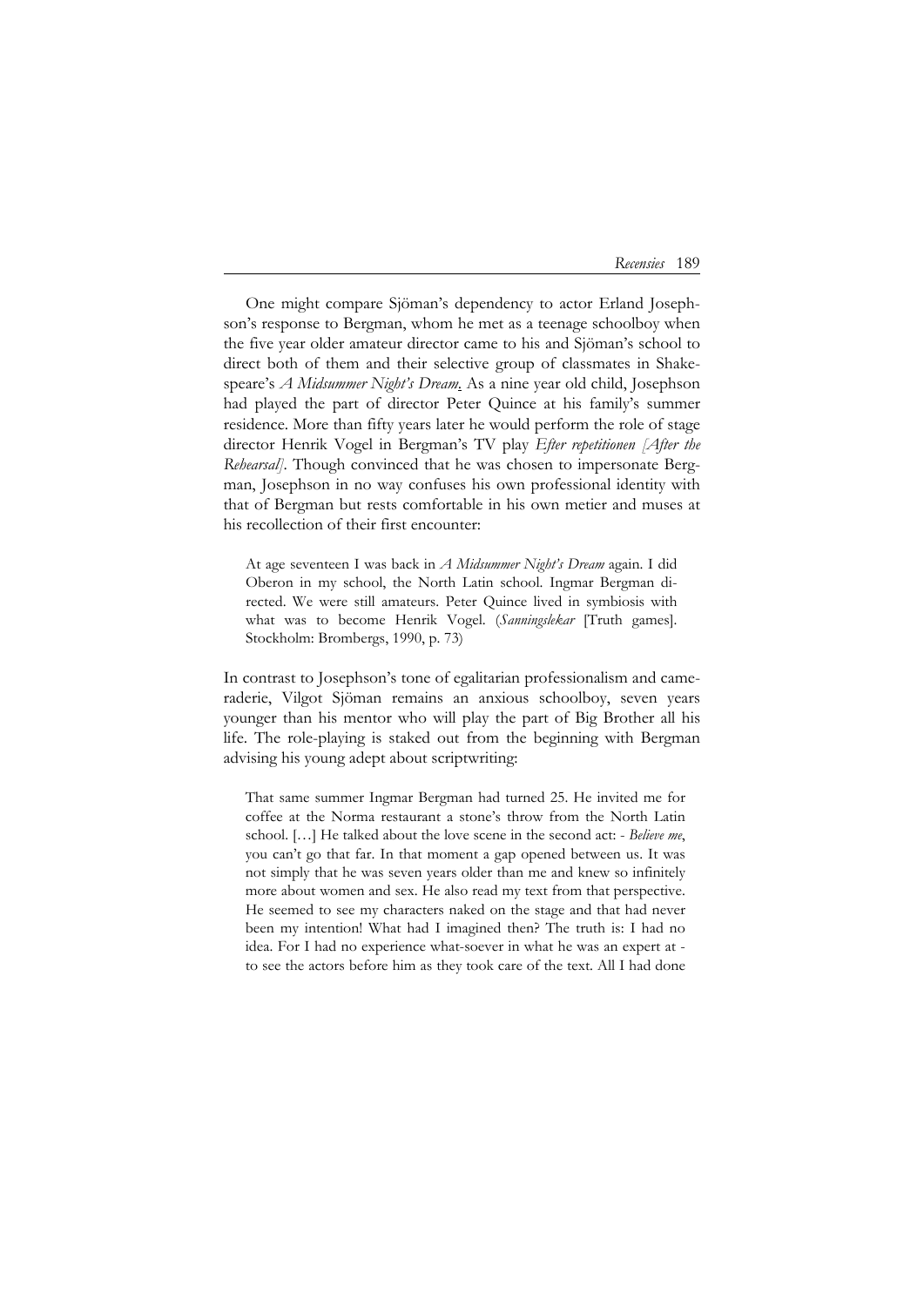One might compare Sjöman's dependency to actor Erland Josephson's response to Bergman, whom he met as a teenage schoolboy when the five year older amateur director came to his and Sjöman's school to direct both of them and their selective group of classmates in Shakespeare's *A Midsummer Night's Dream*. As a nine year old child, Josephson had played the part of director Peter Quince at his family's summer residence. More than fifty years later he would perform the role of stage director Henrik Vogel in Bergman's TV play *Efter repetitionen [After the Rehearsal]*. Though convinced that he was chosen to impersonate Bergman, Josephson in no way confuses his own professional identity with that of Bergman but rests comfortable in his own metier and muses at his recollection of their first encounter:

> At age seventeen I was back in *A Midsummer Night's Dream* again. I did Oberon in my school, the North Latin school. Ingmar Bergman directed. We were still amateurs. Peter Quince lived in symbiosis with what was to become Henrik Vogel. (*Sanningslekar* [Truth games]. Stockholm: Brombergs, 1990, p. 73)

In contrast to Josephson's tone of egalitarian professionalism and cameraderie, Vilgot Sjöman remains an anxious schoolboy, seven years younger than his mentor who will play the part of Big Brother all his life. The role-playing is staked out from the beginning with Bergman advising his young adept about scriptwriting:

> That same summer Ingmar Bergman had turned 25. He invited me for coffee at the Norma restaurant a stone's throw from the North Latin school. […] He talked about the love scene in the second act: - *Believe me*, you can't go that far. In that moment a gap opened between us. It was not simply that he was seven years older than me and knew so infinitely more about women and sex. He also read my text from that perspective. He seemed to see my characters naked on the stage and that had never been my intention! What had I imagined then? The truth is: I had no idea. For I had no experience what-soever in what he was an expert at - to see the actors before him as they took care of the text. All I had done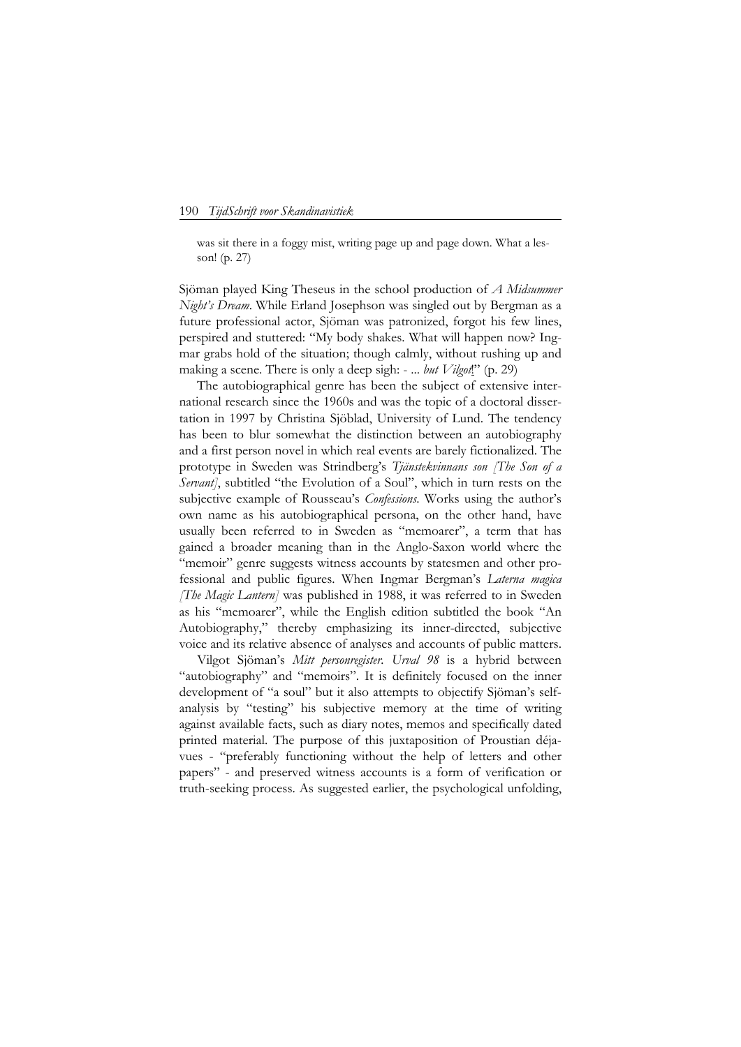was sit there in a foggy mist, writing page up and page down. What a lesson! (p. 27)

Sjöman played King Theseus in the school production of *A Midsummer Night's Dream*. While Erland Josephson was singled out by Bergman as a future professional actor, Sjöman was patronized, forgot his few lines, perspired and stuttered: "My body shakes. What will happen now? Ingmar grabs hold of the situation; though calmly, without rushing up and making a scene. There is only a deep sigh: - ... *but Vilgot*!" (p. 29)

The autobiographical genre has been the subject of extensive international research since the 1960s and was the topic of a doctoral dissertation in 1997 by Christina Sjöblad, University of Lund. The tendency has been to blur somewhat the distinction between an autobiography and a first person novel in which real events are barely fictionalized. The prototype in Sweden was Strindberg's *Tjänstekvinnans son [The Son of a Servant]*, subtitled "the Evolution of a Soul", which in turn rests on the subjective example of Rousseau's *Confessions*. Works using the author's own name as his autobiographical persona, on the other hand, have usually been referred to in Sweden as "memoarer", a term that has gained a broader meaning than in the Anglo-Saxon world where the "memoir" genre suggests witness accounts by statesmen and other professional and public figures. When Ingmar Bergman's *Laterna magica [The Magic Lantern]* was published in 1988, it was referred to in Sweden as his "memoarer", while the English edition subtitled the book "An Autobiography," thereby emphasizing its inner-directed, subjective voice and its relative absence of analyses and accounts of public matters.

Vilgot Sjöman's *Mitt personregister. Urval 98* is a hybrid between "autobiography" and "memoirs". It is definitely focused on the inner development of "a soul" but it also attempts to objectify Sjöman's self-analysis by "testing" his subjective memory at the time of writing against available facts, such as diary notes, memos and specifically dated printed material. The purpose of this juxtaposition of Proustian déja-vues - "preferably functioning without the help of letters and other papers" - and preserved witness accounts is a form of verification or truth-seeking process. As suggested earlier, the psychological unfolding,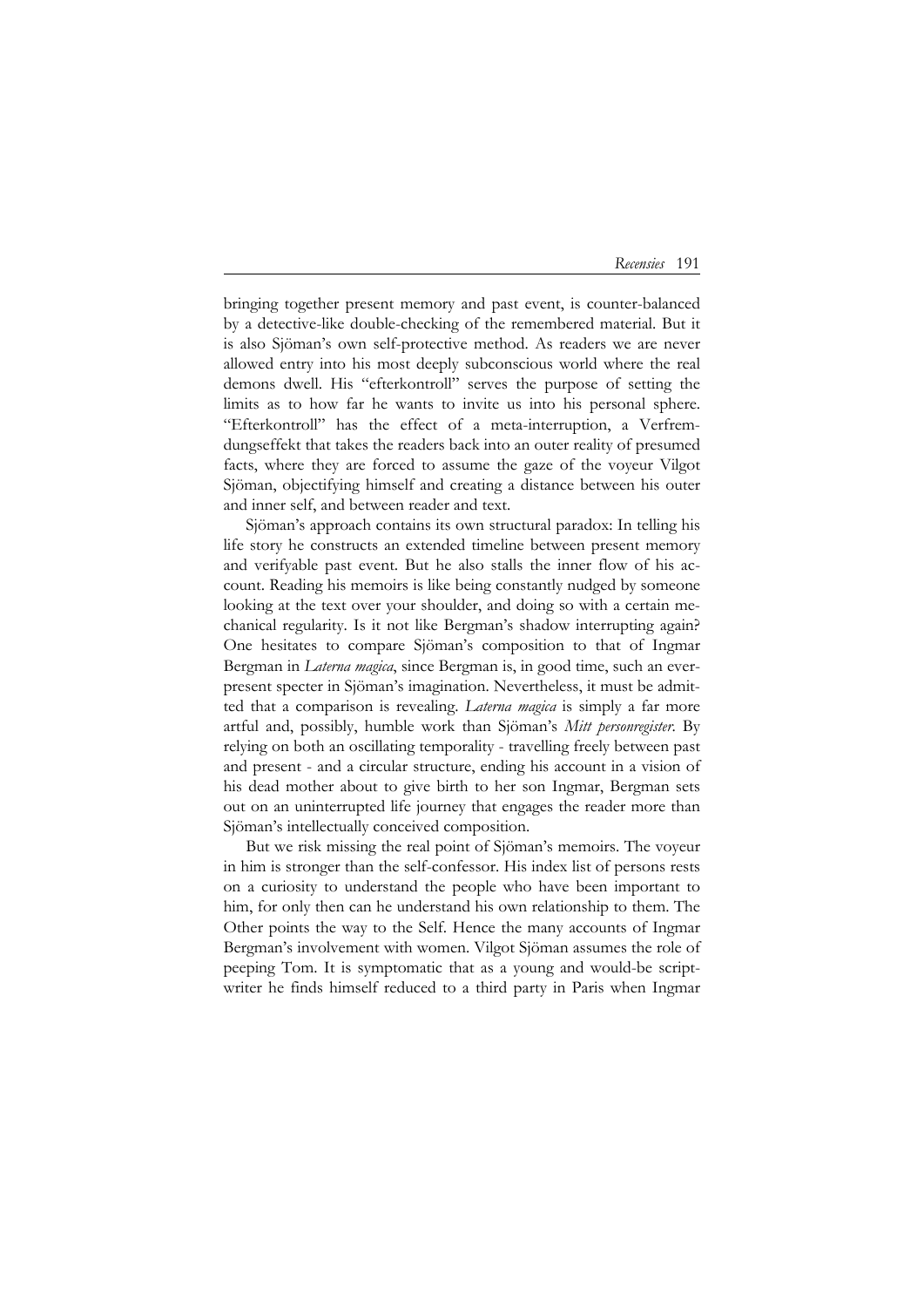bringing together present memory and past event, is counter-balanced by a detective-like double-checking of the remembered material. But it is also Sjöman's own self-protective method. As readers we are never allowed entry into his most deeply subconscious world where the real demons dwell. His "efterkontroll" serves the purpose of setting the limits as to how far he wants to invite us into his personal sphere. "Efterkontroll" has the effect of a meta-interruption, a Verfremdungseffekt that takes the readers back into an outer reality of presumed facts, where they are forced to assume the gaze of the voyeur Vilgot Sjöman, objectifying himself and creating a distance between his outer and inner self, and between reader and text.

Sjöman's approach contains its own structural paradox: In telling his life story he constructs an extended timeline between present memory and verifyable past event. But he also stalls the inner flow of his account. Reading his memoirs is like being constantly nudged by someone looking at the text over your shoulder, and doing so with a certain mechanical regularity. Is it not like Bergman's shadow interrupting again? One hesitates to compare Sjöman's composition to that of Ingmar Bergman in *Laterna magica*, since Bergman is, in good time, such an ever-present specter in Sjöman's imagination. Nevertheless, it must be admitted that a comparison is revealing. *Laterna magica* is simply a far more artful and, possibly, humble work than Sjöman's *Mitt personregister*. By relying on both an oscillating temporality - travelling freely between past and present - and a circular structure, ending his account in a vision of his dead mother about to give birth to her son Ingmar, Bergman sets out on an uninterrupted life journey that engages the reader more than Sjöman's intellectually conceived composition.

But we risk missing the real point of Sjöman's memoirs. The voyeur in him is stronger than the self-confessor. His index list of persons rests on a curiosity to understand the people who have been important to him, for only then can he understand his own relationship to them. The Other points the way to the Self. Hence the many accounts of Ingmar Bergman's involvement with women. Vilgot Sjöman assumes the role of peeping Tom. It is symptomatic that as a young and would-be script-writer he finds himself reduced to a third party in Paris when Ingmar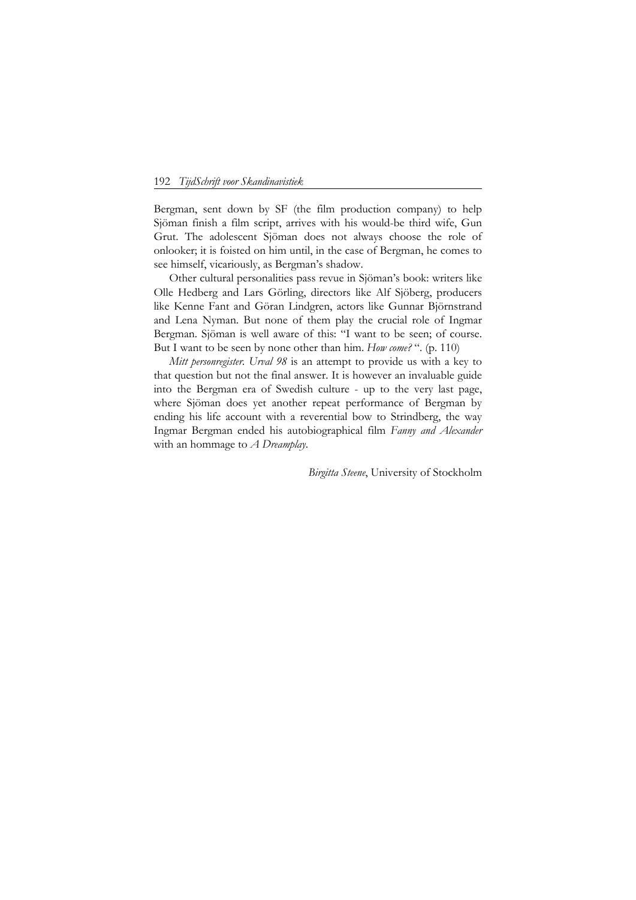Bergman, sent down by SF (the film production company) to help Sjöman finish a film script, arrives with his would-be third wife, Gun Grut. The adolescent Sjöman does not always choose the role of onlooker; it is foisted on him until, in the case of Bergman, he comes to see himself, vicariously, as Bergman's shadow.

Other cultural personalities pass revue in Sjöman's book: writers like Olle Hedberg and Lars Görling, directors like Alf Sjöberg, producers like Kenne Fant and Göran Lindgren, actors like Gunnar Björnstrand and Lena Nyman. But none of them play the crucial role of Ingmar Bergman. Sjöman is well aware of this: "I want to be seen; of course. But I want to be seen by none other than him. *How come?* ". (p. 110)

*Mitt personregister. Urval 98* is an attempt to provide us with a key to that question but not the final answer. It is however an invaluable guide into the Bergman era of Swedish culture - up to the very last page, where Sjöman does yet another repeat performance of Bergman by ending his life account with a reverential bow to Strindberg, the way Ingmar Bergman ended his autobiographical film *Fanny and Alexander* with an hommage to *A Dreamplay*.

*Birgitta Steene*, University of Stockholm